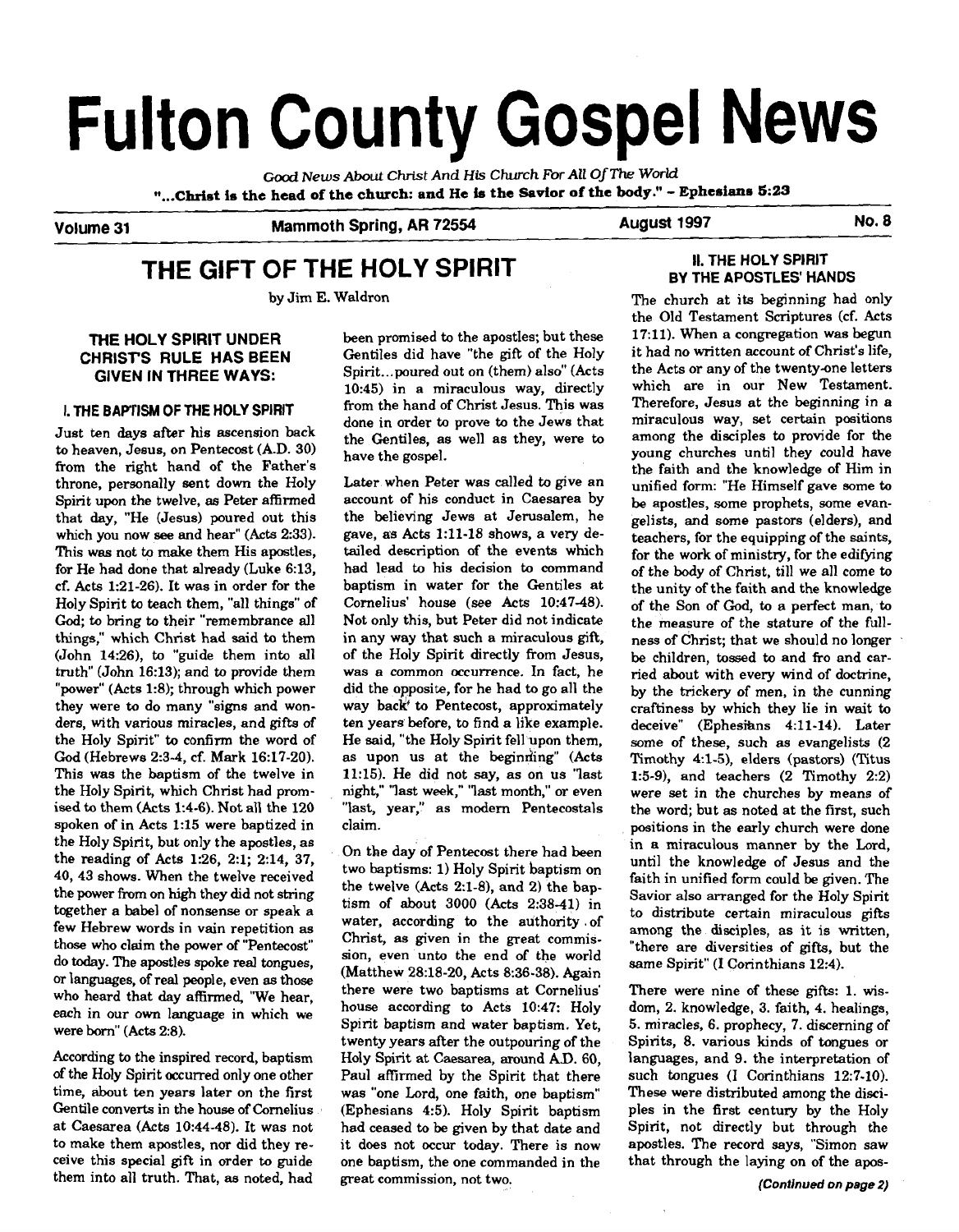# Fulton County Gospel News

*Good News About Christ And His Church For All Of The World*

**"...Christ is the head of the church: and He is the Savior of the body." - Ephesians 5:23**

Volume 31 | Mammoth Spring, AR 72554 | August 1997 | No. 8

## THE GIFT OF THE HOLY SPIRIT

by Jim E. Waldron

### THE HOLY SPIRIT UNDER CHRIST'S RULE HAS BEEN GIVEN IN THREE WAYS:

#### I. THE BAPTISM OF THE HOLY SPIRIT

Just ten days after his ascension back to heaven, Jesus, on Pentecost (A.D. 30) from the right hand of the Father's throne, personally sent down the Holy Spirit upon the twelve, as Peter affirmed that day, "He (Jesus) poured out this which you now see and hear" (Acts 2:33). This was not to make them His apostles, for He had done that already (Luke 6:13, cf. Acts 1:21-26). It was in order for the Holy Spirit to teach them, "all things" of God; to bring to their "remembrance all things," which Christ had said to them (John 14:26), to "guide them into all truth" (John 16:13); and to provide them "power" (Acts 1:8); through which power they were to do many "signs and wonders, with various miracles, and gifts of the Holy Spirit" to confirm the word of God (Hebrews 2:3-4, cf. Mark 16:17-20). This was the baptism of the twelve in the Holy Spirit, which Christ had promised to them (Acts 1:4-6). Not all the 120 spoken of in Acts 1:15 were baptized in the Holy Spirit, but only the apostles, as the reading of Acts 1:26, 2:1; 2:14, 37, 40, 43 shows. When the twelve received the power from on high they did not string together a babel of nonsense or speak a few Hebrew words in vain repetition as those who claim the power of "Pentecost" do today. The apostles spoke real tongues, or languages, of real people, even as those who heard that day affirmed, "We hear, each in our own language in which we were born" (Acts 2:8).

According to the inspired record, baptism of the Holy Spirit occurred only one other time, about ten years later on the first Gentile converts in the house of Cornelius at Caesarea (Acts 10:44-48). It was not to make them apostles, nor did they receive this special gift in order to guide them into all truth. That, as noted, had been promised to the apostles; but these Gentiles did have "the gift of the Holy Spirit...poured out on (them) also" (Acts 10:45) in a miraculous way, directly from the hand of Christ Jesus. This was done in order to prove to the Jews that the Gentiles, as well as they, were to have the gospel.

Later when Peter was called to give an account of his conduct in Caesarea by the believing Jews at Jerusalem, he gave, as Acts 1:11-18 shows, a very detailed description of the events which had lead to his decision to command baptism in water for the Gentiles at Cornelius' house (see Acts 10:47-48). Not only this, but Peter did not indicate in any way that such a miraculous gift, of the Holy Spirit directly from Jesus, was a common occurrence. In fact, he did the opposite, for he had to go all the way back to Pentecost, approximately ten years before, to find a like example. He said, "the Holy Spirit fell upon them, as upon us at the beginning" (Acts 11:15). He did not say, as on us "last night," "last week," "last month," or even "last, year," as modern Pentecostals claim.

On the day of Pentecost there had been two baptisms: 1) Holy Spirit baptism on the twelve (Acts 2:1-8), and 2) the baptism of about 3000 (Acts 2:38-41) in water, according to the authority of Christ, as given in the great commission, even unto the end of the world (Matthew 28:18-20, Acts 8:36-38). Again there were two baptisms at Cornelius' house according to Acts 10:47: Holy Spirit baptism and water baptism. Yet, twenty years after the outpouring of the Holy Spirit at Caesarea, around A.D. 60, Paul affirmed by the Spirit that there was "one Lord, one faith, one baptism" (Ephesians 4:5). Holy Spirit baptism had ceased to be given by that date and it does not occur today. There is now one baptism, the one commanded in the great commission, not two.

#### II. THE HOLY SPIRIT BY THE APOSTLES' HANDS

The church at its beginning had only the Old Testament Scriptures (cf. Acts 17:11). When a congregation was begun it had no written account of Christ's life, the Acts or any of the twenty-one letters which are in our New Testament. Therefore, Jesus at the beginning in a miraculous way, set certain positions among the disciples to provide for the young churches until they could have the faith and the knowledge of Him in unified form: "He Himself gave some to be apostles, some prophets, some evangelists, and some pastors (elders), and teachers, for the equipping of the saints, for the work of ministry, for the edifying of the body of Christ, till we all come to the unity of the faith and the knowledge of the Son of God, to a perfect man, to the measure of the stature of the fullness of Christ; that we should no longer be children, tossed to and fro and carried about with every wind of doctrine, by the trickery of men, in the cunning craftiness by which they lie in wait to deceive" (Ephesians 4:11-14). Later some of these, such as evangelists (2 Timothy 4:1-5), elders (pastors) (Titus 1:5-9), and teachers (2 Timothy 2:2) were set in the churches by means of the word; but as noted at the first, such positions in the early church were done in a miraculous manner by the Lord, until the knowledge of Jesus and the faith in unified form could be given. The Savior also arranged for the Holy Spirit to distribute certain miraculous gifts among the disciples, as it is written, "there are diversities of gifts, but the same Spirit" (I Corinthians 12:4).

There were nine of these gifts: 1. wisdom, 2. knowledge, 3. faith, 4. healings, 5. miracles, 6. prophecy, 7. discerning of Spirits, 8. various kinds of tongues or languages, and 9. the interpretation of such tongues (I Corinthians 12:7-10). These were distributed among the disciples in the first century by the Holy Spirit, not directly but through the apostles. The record says, "Simon saw that through the laying on of the apos-

*(Continued on page 2)*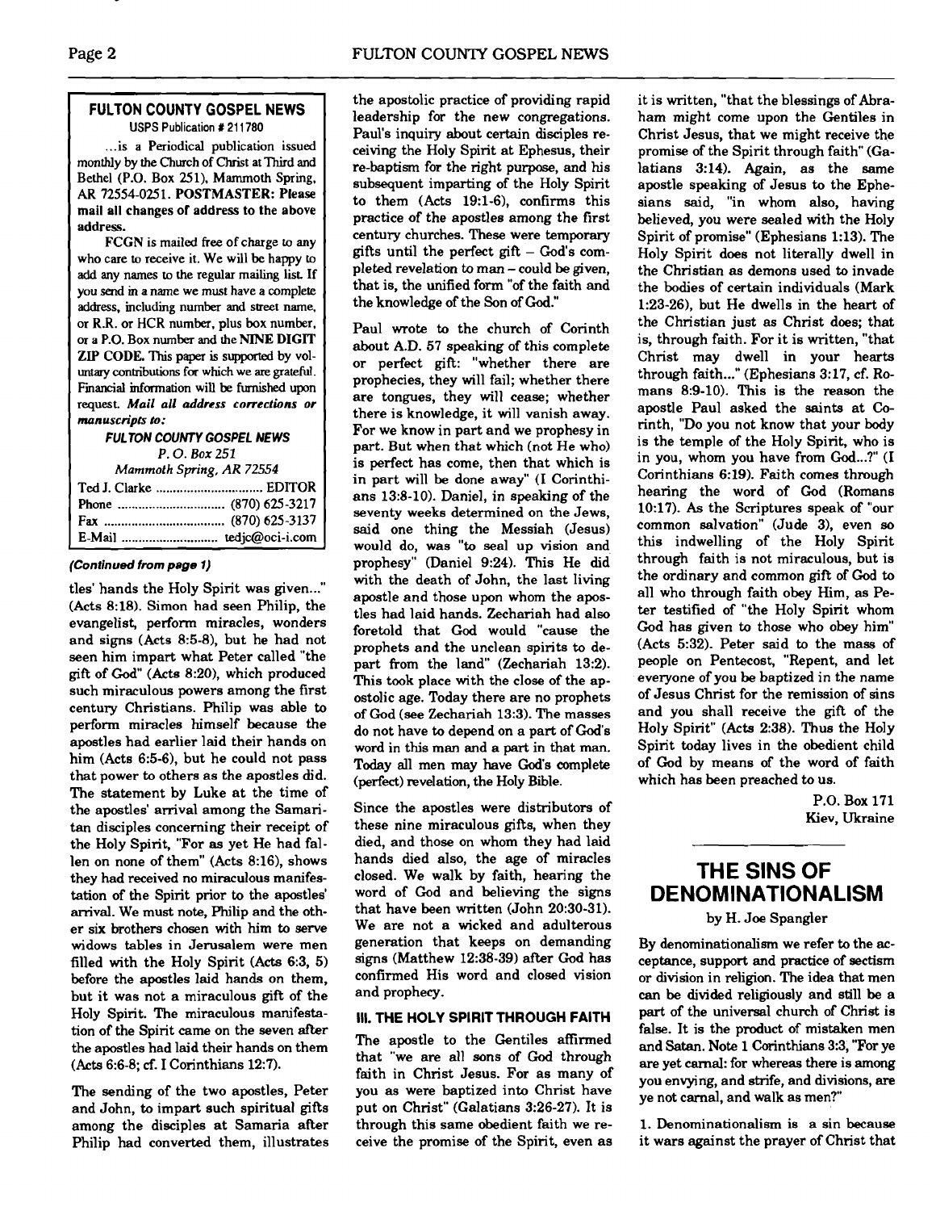**FULTON COUNTY GOSPEL NEWS**
USPS Publication # 211780

...is a Periodical publication issued monthly by the Church of Christ at Third and Bethel (P.O. Box 251), Mammoth Spring, AR 72554-0251. **POSTMASTER: Please mail all changes of address to the above address.**

FCGN is mailed free of charge to any who care to receive it. We will be happy to add any names to the regular mailing list. If you send in a name we must have a complete address, including number and street name, or R.R. or HCR number, plus box number, or a P.O. Box number and the **NINE DIGIT ZIP CODE.** This paper is supported by voluntary contributions for which we are grateful. Financial information will be furnished upon request. ***Mail all address corrections or manuscripts to:***

***FULTON COUNTY GOSPEL NEWS***
*P. O. Box 251*
*Mammoth Spring, AR 72554*

Ted J. Clarke .............................. EDITOR
Phone .............................. (870) 625-3217
Fax .................................. (870) 625-3137
E-Mail ........................... tedjc@oci-i.com

***(Continued from page 1)***

tles' hands the Holy Spirit was given..." (Acts 8:18). Simon had seen Philip, the evangelist, perform miracles, wonders and signs (Acts 8:5-8), but he had not seen him impart what Peter called "the gift of God" (Acts 8:20), which produced such miraculous powers among the first century Christians. Philip was able to perform miracles himself because the apostles had earlier laid their hands on him (Acts 6:5-6), but he could not pass that power to others as the apostles did. The statement by Luke at the time of the apostles' arrival among the Samaritan disciples concerning their receipt of the Holy Spirit, "For as yet He had fallen on none of them" (Acts 8:16), shows they had received no miraculous manifestation of the Spirit prior to the apostles' arrival. We must note, Philip and the other six brothers chosen with him to serve widows tables in Jerusalem were men filled with the Holy Spirit (Acts 6:3, 5) before the apostles laid hands on them, but it was not a miraculous gift of the Holy Spirit. The miraculous manifestation of the Spirit came on the seven after the apostles had laid their hands on them (Acts 6:6-8; cf. I Corinthians 12:7).

The sending of the two apostles, Peter and John, to impart such spiritual gifts among the disciples at Samaria after Philip had converted them, illustrates the apostolic practice of providing rapid leadership for the new congregations. Paul's inquiry about certain disciples receiving the Holy Spirit at Ephesus, their re-baptism for the right purpose, and his subsequent imparting of the Holy Spirit to them (Acts 19:1-6), confirms this practice of the apostles among the first century churches. These were temporary gifts until the perfect gift – God's completed revelation to man – could be given, that is, the unified form "of the faith and the knowledge of the Son of God."

Paul wrote to the church of Corinth about A.D. 57 speaking of this complete or perfect gift: "whether there are prophecies, they will fail; whether there are tongues, they will cease; whether there is knowledge, it will vanish away. For we know in part and we prophesy in part. But when that which (not He who) is perfect has come, then that which is in part will be done away" (I Corinthians 13:8-10). Daniel, in speaking of the seventy weeks determined on the Jews, said one thing the Messiah (Jesus) would do, was "to seal up vision and prophesy" (Daniel 9:24). This He did with the death of John, the last living apostle and those upon whom the apostles had laid hands. Zechariah had also foretold that God would "cause the prophets and the unclean spirits to depart from the land" (Zechariah 13:2). This took place with the close of the apostolic age. Today there are no prophets of God (see Zechariah 13:3). The masses do not have to depend on a part of God's word in this man and a part in that man. Today all men may have God's complete (perfect) revelation, the Holy Bible.

Since the apostles were distributors of these nine miraculous gifts, when they died, and those on whom they had laid hands died also, the age of miracles closed. We walk by faith, hearing the word of God and believing the signs that have been written (John 20:30-31). We are not a wicked and adulterous generation that keeps on demanding signs (Matthew 12:38-39) after God has confirmed His word and closed vision and prophecy.

### III. THE HOLY SPIRIT THROUGH FAITH

The apostle to the Gentiles affirmed that "we are all sons of God through faith in Christ Jesus. For as many of you as were baptized into Christ have put on Christ" (Galatians 3:26-27). It is through this same obedient faith we receive the promise of the Spirit, even as it is written, "that the blessings of Abraham might come upon the Gentiles in Christ Jesus, that we might receive the promise of the Spirit through faith" (Galatians 3:14). Again, as the same apostle speaking of Jesus to the Ephesians said, "in whom also, having believed, you were sealed with the Holy Spirit of promise" (Ephesians 1:13). The Holy Spirit does not literally dwell in the Christian as demons used to invade the bodies of certain individuals (Mark 1:23-26), but He dwells in the heart of the Christian just as Christ does; that is, through faith. For it is written, "that Christ may dwell in your hearts through faith..." (Ephesians 3:17, cf. Romans 8:9-10). This is the reason the apostle Paul asked the saints at Corinth, "Do you not know that your body is the temple of the Holy Spirit, who is in you, whom you have from God...?" (I Corinthians 6:19). Faith comes through hearing the word of God (Romans 10:17). As the Scriptures speak of "our common salvation" (Jude 3), even so this indwelling of the Holy Spirit through faith is not miraculous, but is the ordinary and common gift of God to all who through faith obey Him, as Peter testified of "the Holy Spirit whom God has given to those who obey him" (Acts 5:32). Peter said to the mass of people on Pentecost, "Repent, and let everyone of you be baptized in the name of Jesus Christ for the remission of sins and you shall receive the gift of the Holy Spirit" (Acts 2:38). Thus the Holy Spirit today lives in the obedient child of God by means of the word of faith which has been preached to us.

P.O. Box 171
Kiev, Ukraine

---

## THE SINS OF DENOMINATIONALISM

by H. Joe Spangler

By denominationalism we refer to the acceptance, support and practice of sectism or division in religion. The idea that men can be divided religiously and still be a part of the universal church of Christ is false. It is the product of mistaken men and Satan. Note 1 Corinthians 3:3, "For ye are yet carnal: for whereas there is among you envying, and strife, and divisions, are ye not carnal, and walk as men?"

1. Denominationalism is a sin because it wars against the prayer of Christ that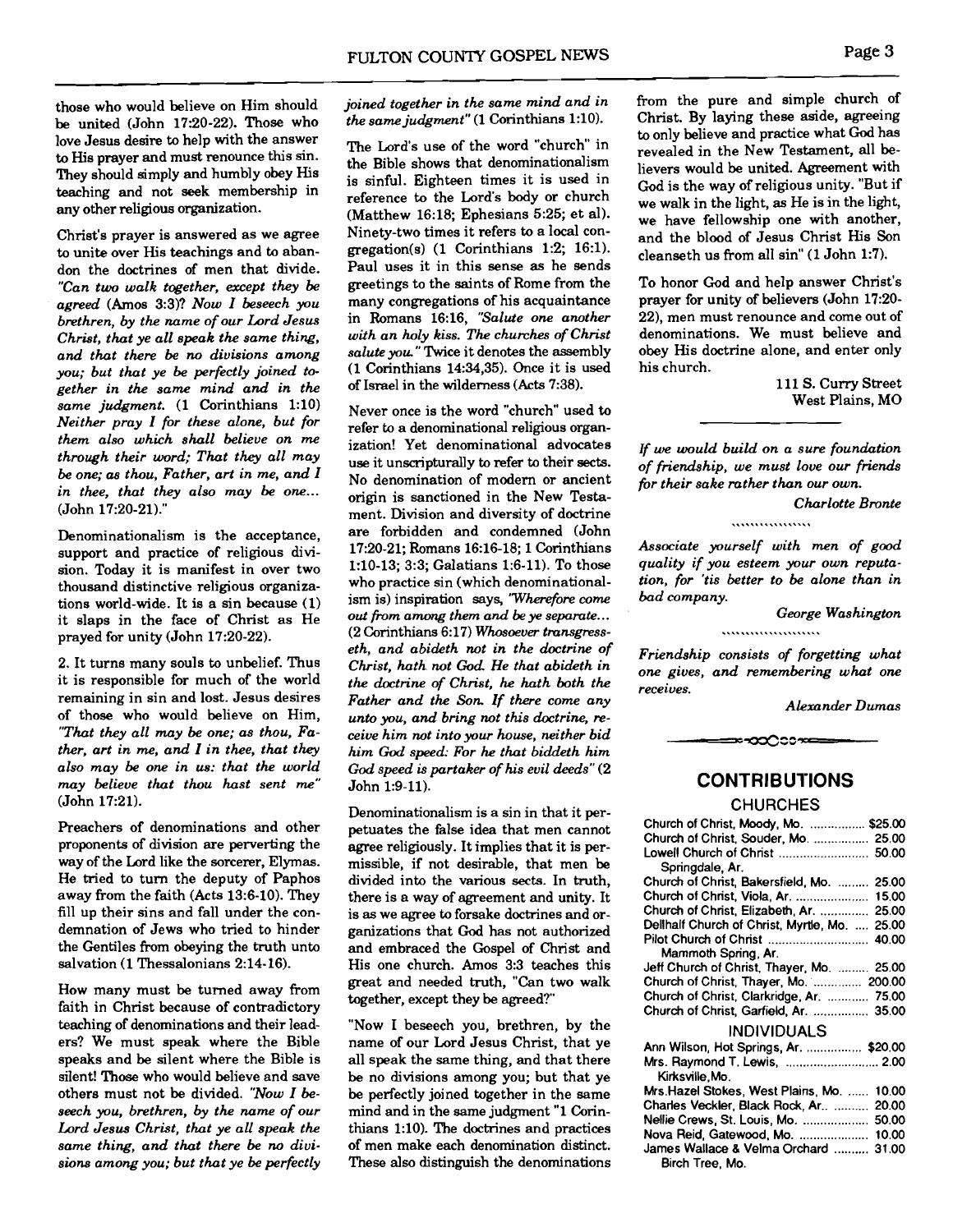those who would believe on Him should be united (John 17:20-22). Those who love Jesus desire to help with the answer to His prayer and must renounce this sin. They should simply and humbly obey His teaching and not seek membership in any other religious organization.

Christ's prayer is answered as we agree to unite over His teachings and to abandon the doctrines of men that divide. *"Can two walk together, except they be agreed* (Amos 3:3)? *Now I beseech you brethren, by the name of our Lord Jesus Christ, that ye all speak the same thing, and that there be no divisions among you; but that ye be perfectly joined together in the same mind and in the same judgment.* (1 Corinthians 1:10) *Neither pray I for these alone, but for them also which shall believe on me through their word; That they all may be one; as thou, Father, art in me, and I in thee, that they also may be one...* (John 17:20-21)."

Denominationalism is the acceptance, support and practice of religious division. Today it is manifest in over two thousand distinctive religious organizations world-wide. It is a sin because (1) it slaps in the face of Christ as He prayed for unity (John 17:20-22).

2. It turns many souls to unbelief. Thus it is responsible for much of the world remaining in sin and lost. Jesus desires of those who would believe on Him, *"That they all may be one; as thou, Father, art in me, and I in thee, that they also may be one in us: that the world may believe that thou hast sent me"* (John 17:21).

Preachers of denominations and other proponents of division are perverting the way of the Lord like the sorcerer, Elymas. He tried to turn the deputy of Paphos away from the faith (Acts 13:6-10). They fill up their sins and fall under the condemnation of Jews who tried to hinder the Gentiles from obeying the truth unto salvation (1 Thessalonians 2:14-16).

How many must be turned away from faith in Christ because of contradictory teaching of denominations and their leaders? We must speak where the Bible speaks and be silent where the Bible is silent! Those who would believe and save others must not be divided. *"Now I beseech you, brethren, by the name of our Lord Jesus Christ, that ye all speak the same thing, and that there be no divisions among you; but that ye be perfectly joined together in the same mind and in the same judgment"* (1 Corinthians 1:10).

The Lord's use of the word "church" in the Bible shows that denominationalism is sinful. Eighteen times it is used in reference to the Lord's body or church (Matthew 16:18; Ephesians 5:25; et al). Ninety-two times it refers to a local congregation(s) (1 Corinthians 1:2; 16:1). Paul uses it in this sense as he sends greetings to the saints of Rome from the many congregations of his acquaintance in Romans 16:16, *"Salute one another with an holy kiss. The churches of Christ salute you."* Twice it denotes the assembly (1 Corinthians 14:34,35). Once it is used of Israel in the wilderness (Acts 7:38).

Never once is the word "church" used to refer to a denominational religious organization! Yet denominational advocates use it unscripturally to refer to their sects. No denomination of modern or ancient origin is sanctioned in the New Testament. Division and diversity of doctrine are forbidden and condemned (John 17:20-21; Romans 16:16-18; 1 Corinthians 1:10-13; 3:3; Galatians 1:6-11). To those who practice sin (which denominationalism is) inspiration says, *"Wherefore come out from among them and be ye separate...* (2 Corinthians 6:17) *Whosoever transgresseth, and abideth not in the doctrine of Christ, hath not God. He that abideth in the doctrine of Christ, he hath both the Father and the Son. If there come any unto you, and bring not this doctrine, receive him not into your house, neither bid him God speed: For he that biddeth him God speed is partaker of his evil deeds"* (2 John 1:9-11).

Denominationalism is a sin in that it perpetuates the false idea that men cannot agree religiously. It implies that it is permissible, if not desirable, that men be divided into the various sects. In truth, there is a way of agreement and unity. It is as we agree to forsake doctrines and organizations that God has not authorized and embraced the Gospel of Christ and His one church. Amos 3:3 teaches this great and needed truth, "Can two walk together, except they be agreed?"

"Now I beseech you, brethren, by the name of our Lord Jesus Christ, that ye all speak the same thing, and that there be no divisions among you; but that ye be perfectly joined together in the same mind and in the same judgment "1 Corinthians 1:10). The doctrines and practices of men make each denomination distinct. These also distinguish the denominations from the pure and simple church of Christ. By laying these aside, agreeing to only believe and practice what God has revealed in the New Testament, all believers would be united. Agreement with God is the way of religious unity. "But if we walk in the light, as He is in the light, we have fellowship one with another, and the blood of Jesus Christ His Son cleanseth us from all sin" (1 John 1:7).

To honor God and help answer Christ's prayer for unity of believers (John 17:20-22), men must renounce and come out of denominations. We must believe and obey His doctrine alone, and enter only his church.

111 S. Curry Street
West Plains, MO

---

*If we would build on a sure foundation of friendship, we must love our friends for their sake rather than our own.*

*Charlotte Bronte*

*Associate yourself with men of good quality if you esteem your own reputation, for 'tis better to be alone than in bad company.*

*George Washington*

*Friendship consists of forgetting what one gives, and remembering what one receives.*

*Alexander Dumas*

## CONTRIBUTIONS

### CHURCHES

| | |
|---|---|
| Church of Christ, Moody, Mo. | $25.00 |
| Church of Christ, Souder, Mo. | 25.00 |
| Lowell Church of Christ Springdale, Ar. | 50.00 |
| Church of Christ, Bakersfield, Mo. | 25.00 |
| Church of Christ, Viola, Ar. | 15.00 |
| Church of Christ, Elizabeth, Ar. | 25.00 |
| Dellhalf Church of Christ, Myrtle, Mo. | 25.00 |
| Pilot Church of Christ Mammoth Spring, Ar. | 40.00 |
| Jeff Church of Christ, Thayer, Mo. | 25.00 |
| Church of Christ, Thayer, Mo. | 200.00 |
| Church of Christ, Clarkridge, Ar. | 75.00 |
| Church of Christ, Garfield, Ar. | 35.00 |

### INDIVIDUALS

| | |
|---|---|
| Ann Wilson, Hot Springs, Ar. | $20.00 |
| Mrs. Raymond T. Lewis, Kirksville, Mo. | 2.00 |
| Mrs. Hazel Stokes, West Plains, Mo. | 10.00 |
| Charles Veckler, Black Rock, Ar. | 20.00 |
| Nellie Crews, St. Louis, Mo. | 50.00 |
| Nova Reid, Gatewood, Mo. | 10.00 |
| James Wallace & Velma Orchard Birch Tree, Mo. | 31.00 |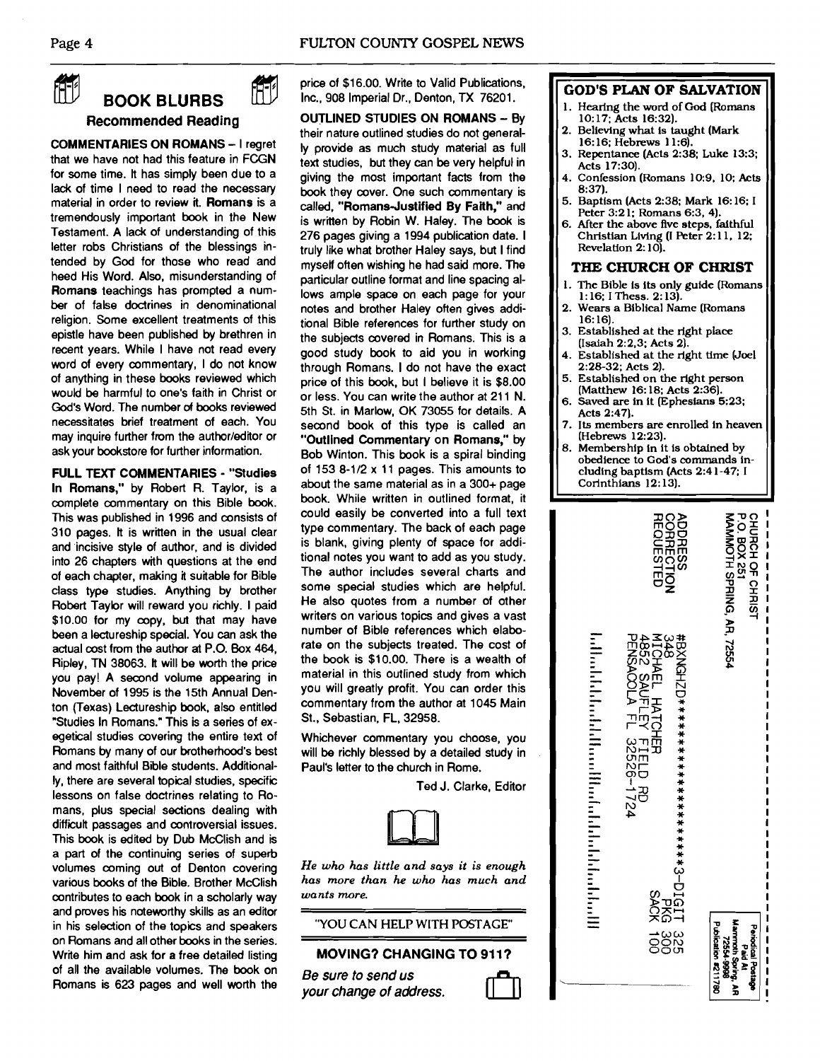## BOOK BLURBS

### Recommended Reading

**COMMENTARIES ON ROMANS** – I regret that we have not had this feature in FCGN for some time. It has simply been due to a lack of time I need to read the necessary material in order to review it. **Romans** is a tremendously important book in the New Testament. A lack of understanding of this letter robs Christians of the blessings intended by God for those who read and heed His Word. Also, misunderstanding of **Romans** teachings has prompted a number of false doctrines in denominational religion. Some excellent treatments of this epistle have been published by brethren in recent years. While I have not read every word of every commentary, I do not know of anything in these books reviewed which would be harmful to one's faith in Christ or God's Word. The number of books reviewed necessitates brief treatment of each. You may inquire further from the author/editor or ask your bookstore for further information.

**FULL TEXT COMMENTARIES - "Studies In Romans,"** by Robert R. Taylor, is a complete commentary on this Bible book. This was published in 1996 and consists of 310 pages. It is written in the usual clear and incisive style of author, and is divided into 26 chapters with questions at the end of each chapter, making it suitable for Bible class type studies. Anything by brother Robert Taylor will reward you richly. I paid $10.00 for my copy, but that may have been a lectureship special. You can ask the actual cost from the author at P.O. Box 464, Ripley, TN 38063. It will be worth the price you pay! A second volume appearing in November of 1995 is the 15th Annual Denton (Texas) Lectureship book, also entitled "Studies In Romans." This is a series of exegetical studies covering the entire text of Romans by many of our brotherhood's best and most faithful Bible students. Additionally, there are several topical studies, specific lessons on false doctrines relating to Romans, plus special sections dealing with difficult passages and controversial issues. This book is edited by Dub McClish and is a part of the continuing series of superb volumes coming out of Denton covering various books of the Bible. Brother McClish contributes to each book in a scholarly way and proves his noteworthy skills as an editor in his selection of the topics and speakers on Romans and all other books in the series. Write him and ask for a free detailed listing of all the available volumes. The book on Romans is 623 pages and well worth the price of $16.00. Write to Valid Publications, Inc., 908 Imperial Dr., Denton, TX 76201.

**OUTLINED STUDIES ON ROMANS** – By their nature outlined studies do not generally provide as much study material as full text studies, but they can be very helpful in giving the most important facts from the book they cover. One such commentary is called, **"Romans-Justified By Faith,"** and is written by Robin W. Haley. The book is 276 pages giving a 1994 publication date. I truly like what brother Haley says, but I find myself often wishing he had said more. The particular outline format and line spacing allows ample space on each page for your notes and brother Haley often gives additional Bible references for further study on the subjects covered in Romans. This is a good study book to aid you in working through Romans. I do not have the exact price of this book, but I believe it is $8.00 or less. You can write the author at 211 N. 5th St. in Marlow, OK 73055 for details. A second book of this type is called an **"Outlined Commentary on Romans,"** by Bob Winton. This book is a spiral binding of 153 8-1/2 x 11 pages. This amounts to about the same material as in a 300+ page book. While written in outlined format, it could easily be converted into a full text type commentary. The back of each page is blank, giving plenty of space for additional notes you want to add as you study. The author includes several charts and some special studies which are helpful. He also quotes from a number of other writers on various topics and gives a vast number of Bible references which elaborate on the subjects treated. The cost of the book is $10.00. There is a wealth of material in this outlined study from which you will greatly profit. You can order this commentary from the author at 1045 Main St., Sebastian, FL, 32958.

Whichever commentary you choose, you will be richly blessed by a detailed study in Paul's letter to the church in Rome.

Ted J. Clarke, Editor

*He who has little and says it is enough has more than he who has much and wants more.*

"YOU CAN HELP WITH POSTAGE"

**MOVING? CHANGING TO 911?**

*Be sure to send us your change of address.*

### GOD'S PLAN OF SALVATION

1. Hearing the word of God (Romans 10:17; Acts 16:32).
2. Believing what is taught (Mark 16:16; Hebrews 11:6).
3. Repentance (Acts 2:38; Luke 13:3; Acts 17:30).
4. Confession (Romans 10:9, 10; Acts 8:37).
5. Baptism (Acts 2:38; Mark 16:16; I Peter 3:21; Romans 6:3, 4).
6. After the above five steps, faithful Christian Living (I Peter 2:11, 12; Revelation 2:10).

### THE CHURCH OF CHRIST

1. The Bible is its only guide (Romans 1:16; I Thess. 2:13).
2. Wears a Biblical Name (Romans 16:16).
3. Established at the right place (Isaiah 2:2,3; Acts 2).
4. Established at the right time (Joel 2:28-32; Acts 2).
5. Established on the right person (Matthew 16:18; Acts 2:36).
6. Saved are in it (Ephesians 5:23; Acts 2:47).
7. Its members are enrolled in heaven (Hebrews 12:23).
8. Membership in it is obtained by obedience to God's commands including baptism (Acts 2:41-47; I Corinthians 12:13).

CHURCH OF CHRIST
P.O. BOX 251
MAMMOTH SPRING, AR 72554

ADDRESS CORRECTION REQUESTED

Periodical Postage Paid At Mammoth Spring, AR 72554-9998 Publication #211780

#BXNGHZD***************3-DIGIT 325
348 PKG 300
MICHAEL HATCHER SACK 100
4852 SAUFLEY FIELD RD
PENSACOLA FL 32526-1724